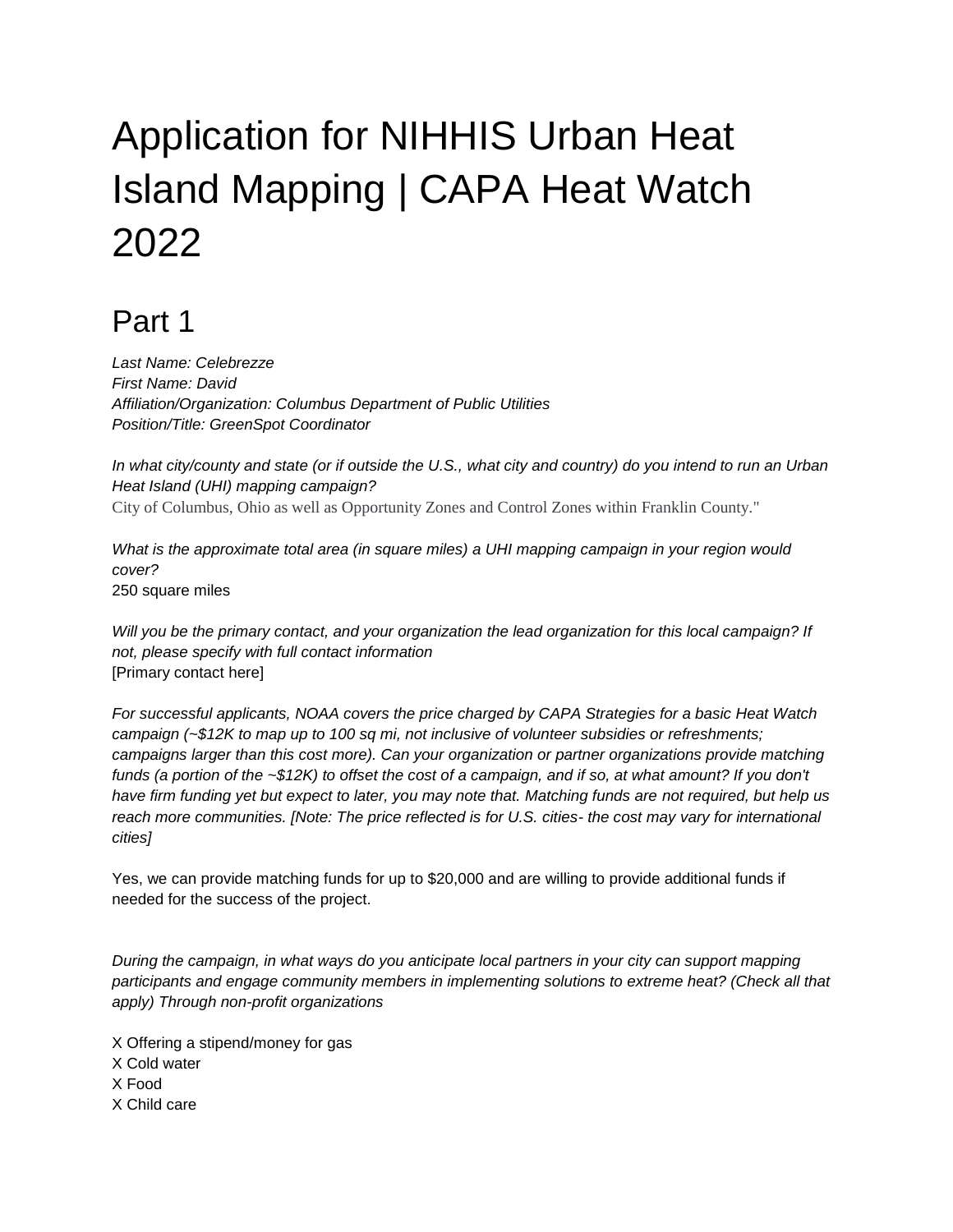# Application for NIHHIS Urban Heat Island Mapping | CAPA Heat Watch 2022

## Part 1

*Last Name: Celebrezze*
*First Name: David*
*Affiliation/Organization: Columbus Department of Public Utilities*
*Position/Title: GreenSpot Coordinator*

*In what city/county and state (or if outside the U.S., what city and country) do you intend to run an Urban Heat Island (UHI) mapping campaign?*
City of Columbus, Ohio as well as Opportunity Zones and Control Zones within Franklin County."

*What is the approximate total area (in square miles) a UHI mapping campaign in your region would cover?*
250 square miles

*Will you be the primary contact, and your organization the lead organization for this local campaign? If not, please specify with full contact information*
[Primary contact here]

*For successful applicants, NOAA covers the price charged by CAPA Strategies for a basic Heat Watch campaign (~$12K to map up to 100 sq mi, not inclusive of volunteer subsidies or refreshments; campaigns larger than this cost more). Can your organization or partner organizations provide matching funds (a portion of the ~$12K) to offset the cost of a campaign, and if so, at what amount? If you don't have firm funding yet but expect to later, you may note that. Matching funds are not required, but help us reach more communities. [Note: The price reflected is for U.S. cities- the cost may vary for international cities]*

Yes, we can provide matching funds for up to $20,000 and are willing to provide additional funds if needed for the success of the project.

*During the campaign, in what ways do you anticipate local partners in your city can support mapping participants and engage community members in implementing solutions to extreme heat? (Check all that apply) Through non-profit organizations*

X Offering a stipend/money for gas
X Cold water
X Food
X Child care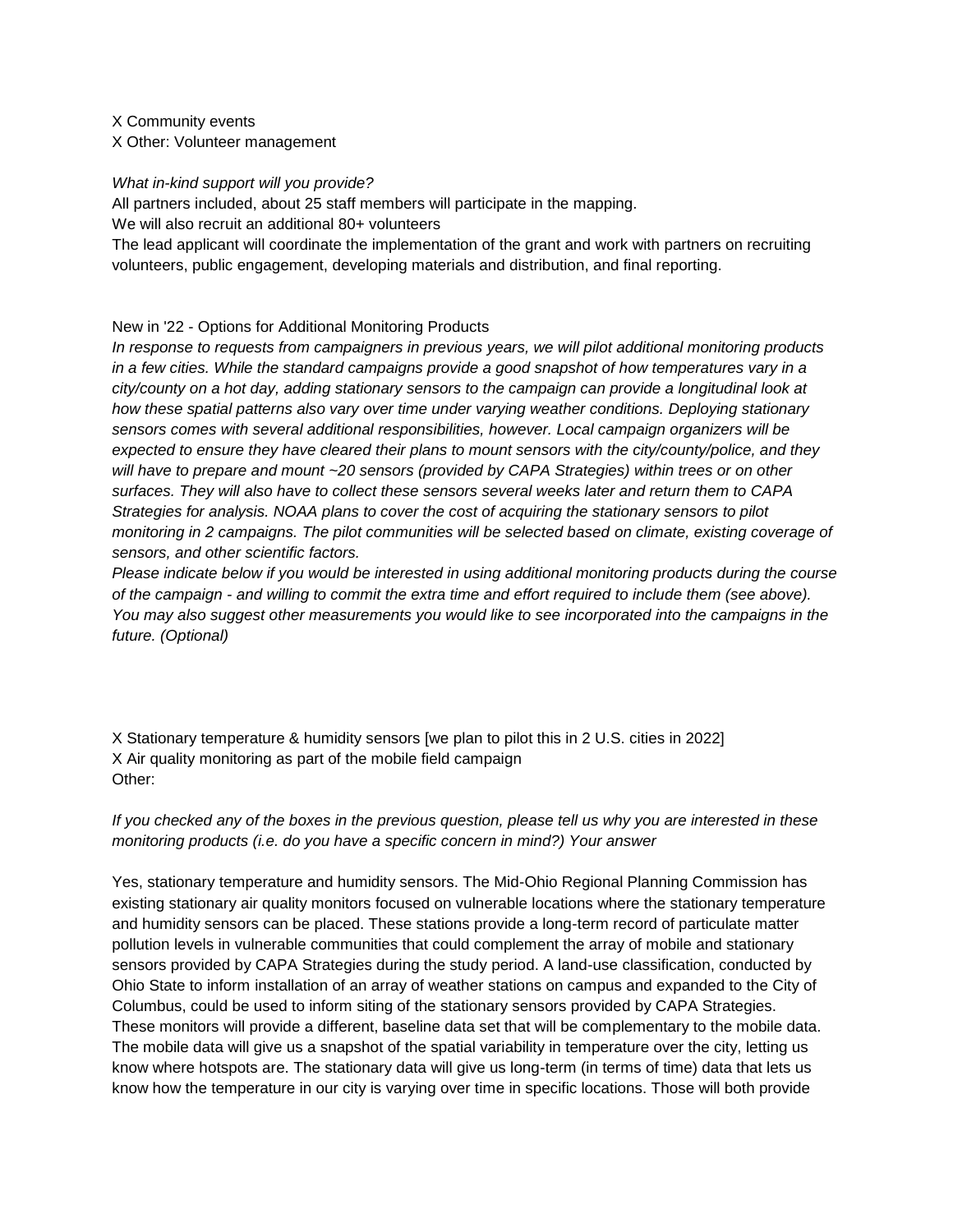X Community events
X Other: Volunteer management

*What in-kind support will you provide?*
All partners included, about 25 staff members will participate in the mapping.
We will also recruit an additional 80+ volunteers
The lead applicant will coordinate the implementation of the grant and work with partners on recruiting volunteers, public engagement, developing materials and distribution, and final reporting.

New in '22 - Options for Additional Monitoring Products
*In response to requests from campaigners in previous years, we will pilot additional monitoring products in a few cities. While the standard campaigns provide a good snapshot of how temperatures vary in a city/county on a hot day, adding stationary sensors to the campaign can provide a longitudinal look at how these spatial patterns also vary over time under varying weather conditions. Deploying stationary sensors comes with several additional responsibilities, however. Local campaign organizers will be expected to ensure they have cleared their plans to mount sensors with the city/county/police, and they will have to prepare and mount ~20 sensors (provided by CAPA Strategies) within trees or on other surfaces. They will also have to collect these sensors several weeks later and return them to CAPA Strategies for analysis. NOAA plans to cover the cost of acquiring the stationary sensors to pilot monitoring in 2 campaigns. The pilot communities will be selected based on climate, existing coverage of sensors, and other scientific factors.*
*Please indicate below if you would be interested in using additional monitoring products during the course of the campaign - and willing to commit the extra time and effort required to include them (see above). You may also suggest other measurements you would like to see incorporated into the campaigns in the future. (Optional)*

X Stationary temperature & humidity sensors [we plan to pilot this in 2 U.S. cities in 2022]
X Air quality monitoring as part of the mobile field campaign
Other:

*If you checked any of the boxes in the previous question, please tell us why you are interested in these monitoring products (i.e. do you have a specific concern in mind?) Your answer*

Yes, stationary temperature and humidity sensors. The Mid-Ohio Regional Planning Commission has existing stationary air quality monitors focused on vulnerable locations where the stationary temperature and humidity sensors can be placed. These stations provide a long-term record of particulate matter pollution levels in vulnerable communities that could complement the array of mobile and stationary sensors provided by CAPA Strategies during the study period. A land-use classification, conducted by Ohio State to inform installation of an array of weather stations on campus and expanded to the City of Columbus, could be used to inform siting of the stationary sensors provided by CAPA Strategies.
These monitors will provide a different, baseline data set that will be complementary to the mobile data. The mobile data will give us a snapshot of the spatial variability in temperature over the city, letting us know where hotspots are. The stationary data will give us long-term (in terms of time) data that lets us know how the temperature in our city is varying over time in specific locations. Those will both provide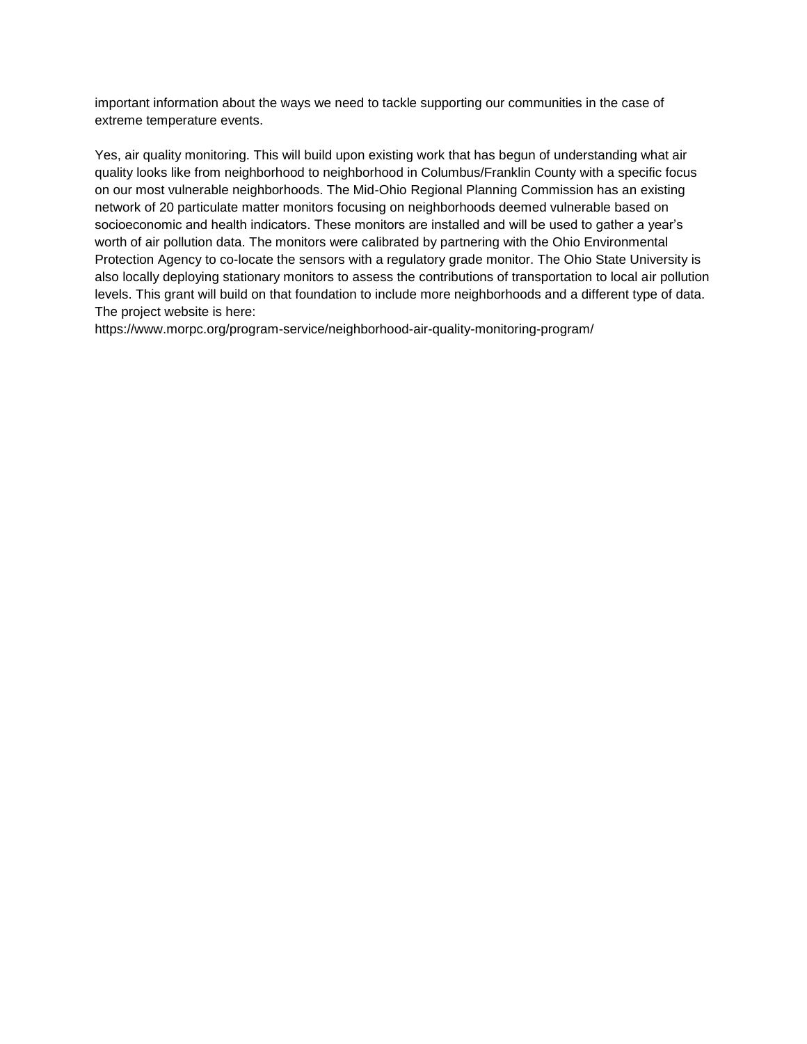important information about the ways we need to tackle supporting our communities in the case of extreme temperature events.

Yes, air quality monitoring. This will build upon existing work that has begun of understanding what air quality looks like from neighborhood to neighborhood in Columbus/Franklin County with a specific focus on our most vulnerable neighborhoods. The Mid-Ohio Regional Planning Commission has an existing network of 20 particulate matter monitors focusing on neighborhoods deemed vulnerable based on socioeconomic and health indicators. These monitors are installed and will be used to gather a year's worth of air pollution data. The monitors were calibrated by partnering with the Ohio Environmental Protection Agency to co-locate the sensors with a regulatory grade monitor. The Ohio State University is also locally deploying stationary monitors to assess the contributions of transportation to local air pollution levels. This grant will build on that foundation to include more neighborhoods and a different type of data. The project website is here:
https://www.morpc.org/program-service/neighborhood-air-quality-monitoring-program/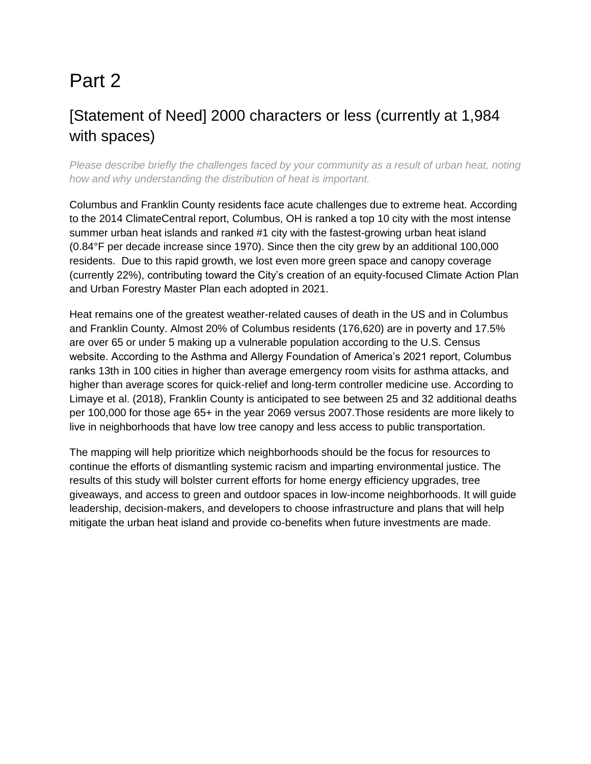# Part 2

## [Statement of Need] 2000 characters or less (currently at 1,984 with spaces)

*Please describe briefly the challenges faced by your community as a result of urban heat, noting how and why understanding the distribution of heat is important.*

Columbus and Franklin County residents face acute challenges due to extreme heat. According to the 2014 ClimateCentral report, Columbus, OH is ranked a top 10 city with the most intense summer urban heat islands and ranked #1 city with the fastest-growing urban heat island (0.84°F per decade increase since 1970). Since then the city grew by an additional 100,000 residents. Due to this rapid growth, we lost even more green space and canopy coverage (currently 22%), contributing toward the City's creation of an equity-focused Climate Action Plan and Urban Forestry Master Plan each adopted in 2021.

Heat remains one of the greatest weather-related causes of death in the US and in Columbus and Franklin County. Almost 20% of Columbus residents (176,620) are in poverty and 17.5% are over 65 or under 5 making up a vulnerable population according to the U.S. Census website. According to the Asthma and Allergy Foundation of America's 2021 report, Columbus ranks 13th in 100 cities in higher than average emergency room visits for asthma attacks, and higher than average scores for quick-relief and long-term controller medicine use. According to Limaye et al. (2018), Franklin County is anticipated to see between 25 and 32 additional deaths per 100,000 for those age 65+ in the year 2069 versus 2007.Those residents are more likely to live in neighborhoods that have low tree canopy and less access to public transportation.

The mapping will help prioritize which neighborhoods should be the focus for resources to continue the efforts of dismantling systemic racism and imparting environmental justice. The results of this study will bolster current efforts for home energy efficiency upgrades, tree giveaways, and access to green and outdoor spaces in low-income neighborhoods. It will guide leadership, decision-makers, and developers to choose infrastructure and plans that will help mitigate the urban heat island and provide co-benefits when future investments are made.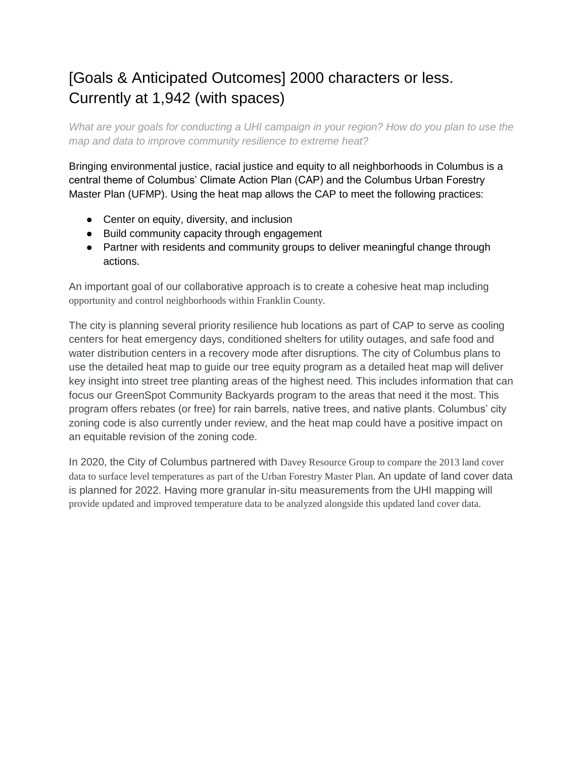# [Goals & Anticipated Outcomes] 2000 characters or less. Currently at 1,942 (with spaces)

*What are your goals for conducting a UHI campaign in your region? How do you plan to use the map and data to improve community resilience to extreme heat?*

Bringing environmental justice, racial justice and equity to all neighborhoods in Columbus is a central theme of Columbus' Climate Action Plan (CAP) and the Columbus Urban Forestry Master Plan (UFMP). Using the heat map allows the CAP to meet the following practices:

- Center on equity, diversity, and inclusion
- Build community capacity through engagement
- Partner with residents and community groups to deliver meaningful change through actions.

An important goal of our collaborative approach is to create a cohesive heat map including opportunity and control neighborhoods within Franklin County.

The city is planning several priority resilience hub locations as part of CAP to serve as cooling centers for heat emergency days, conditioned shelters for utility outages, and safe food and water distribution centers in a recovery mode after disruptions. The city of Columbus plans to use the detailed heat map to guide our tree equity program as a detailed heat map will deliver key insight into street tree planting areas of the highest need. This includes information that can focus our GreenSpot Community Backyards program to the areas that need it the most. This program offers rebates (or free) for rain barrels, native trees, and native plants. Columbus' city zoning code is also currently under review, and the heat map could have a positive impact on an equitable revision of the zoning code.

In 2020, the City of Columbus partnered with Davey Resource Group to compare the 2013 land cover data to surface level temperatures as part of the Urban Forestry Master Plan. An update of land cover data is planned for 2022. Having more granular in-situ measurements from the UHI mapping will provide updated and improved temperature data to be analyzed alongside this updated land cover data.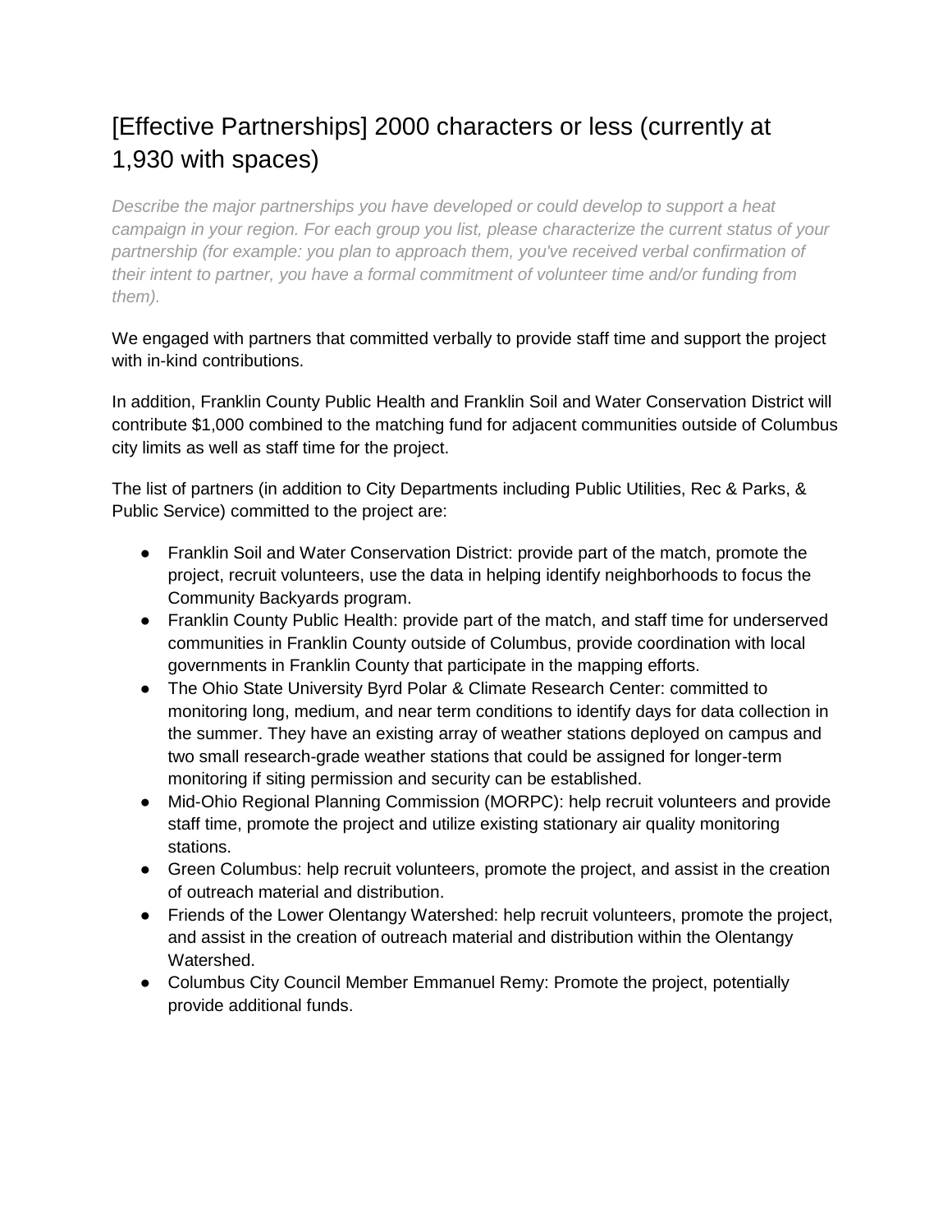# [Effective Partnerships] 2000 characters or less (currently at 1,930 with spaces)

*Describe the major partnerships you have developed or could develop to support a heat campaign in your region. For each group you list, please characterize the current status of your partnership (for example: you plan to approach them, you've received verbal confirmation of their intent to partner, you have a formal commitment of volunteer time and/or funding from them).*

We engaged with partners that committed verbally to provide staff time and support the project with in-kind contributions.

In addition, Franklin County Public Health and Franklin Soil and Water Conservation District will contribute $1,000 combined to the matching fund for adjacent communities outside of Columbus city limits as well as staff time for the project.

The list of partners (in addition to City Departments including Public Utilities, Rec & Parks, & Public Service) committed to the project are:

- Franklin Soil and Water Conservation District: provide part of the match, promote the project, recruit volunteers, use the data in helping identify neighborhoods to focus the Community Backyards program.
- Franklin County Public Health: provide part of the match, and staff time for underserved communities in Franklin County outside of Columbus, provide coordination with local governments in Franklin County that participate in the mapping efforts.
- The Ohio State University Byrd Polar & Climate Research Center: committed to monitoring long, medium, and near term conditions to identify days for data collection in the summer. They have an existing array of weather stations deployed on campus and two small research-grade weather stations that could be assigned for longer-term monitoring if siting permission and security can be established.
- Mid-Ohio Regional Planning Commission (MORPC): help recruit volunteers and provide staff time, promote the project and utilize existing stationary air quality monitoring stations.
- Green Columbus: help recruit volunteers, promote the project, and assist in the creation of outreach material and distribution.
- Friends of the Lower Olentangy Watershed: help recruit volunteers, promote the project, and assist in the creation of outreach material and distribution within the Olentangy Watershed.
- Columbus City Council Member Emmanuel Remy: Promote the project, potentially provide additional funds.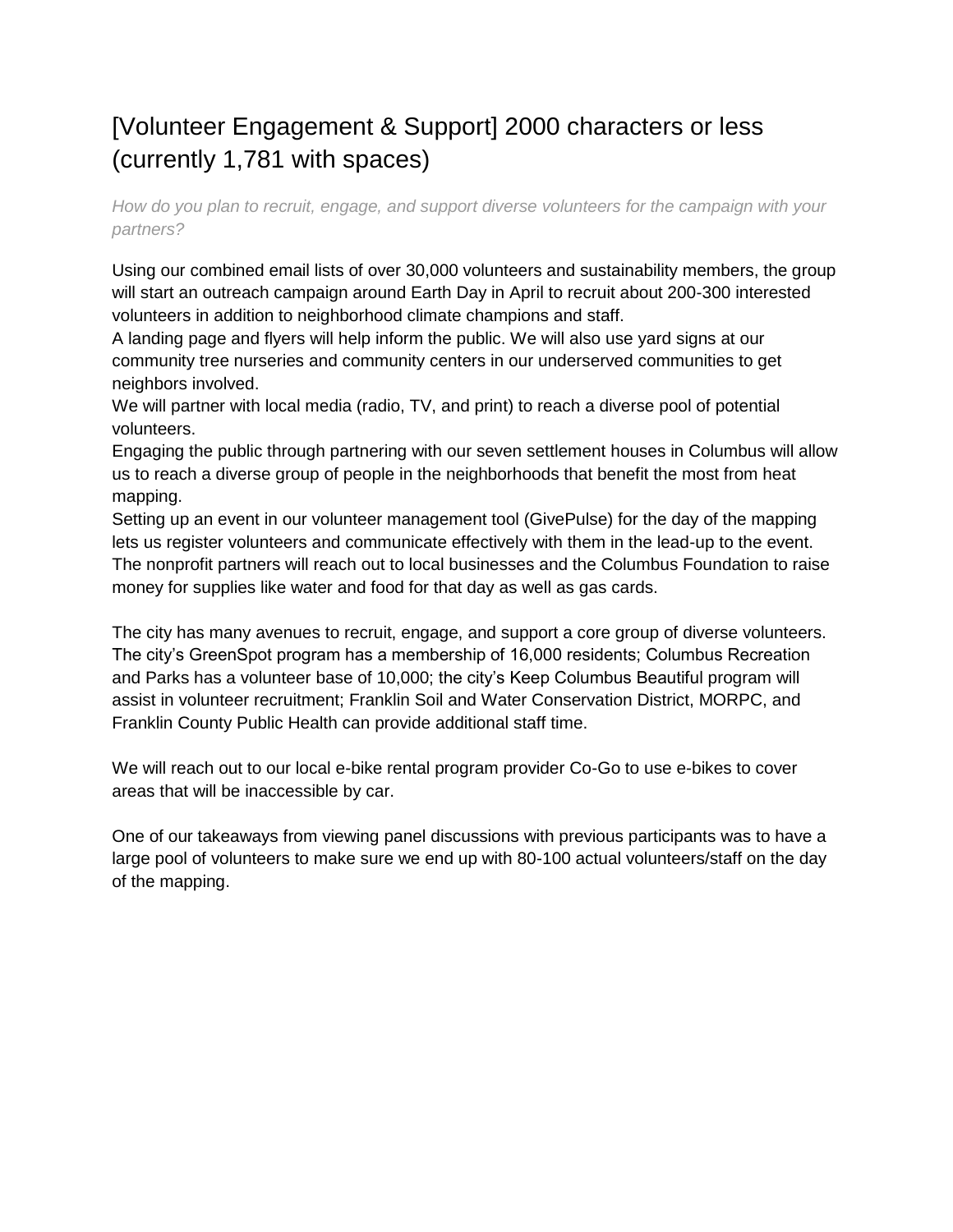# [Volunteer Engagement & Support] 2000 characters or less (currently 1,781 with spaces)

*How do you plan to recruit, engage, and support diverse volunteers for the campaign with your partners?*

Using our combined email lists of over 30,000 volunteers and sustainability members, the group will start an outreach campaign around Earth Day in April to recruit about 200-300 interested volunteers in addition to neighborhood climate champions and staff.
A landing page and flyers will help inform the public. We will also use yard signs at our community tree nurseries and community centers in our underserved communities to get neighbors involved.
We will partner with local media (radio, TV, and print) to reach a diverse pool of potential volunteers.
Engaging the public through partnering with our seven settlement houses in Columbus will allow us to reach a diverse group of people in the neighborhoods that benefit the most from heat mapping.
Setting up an event in our volunteer management tool (GivePulse) for the day of the mapping lets us register volunteers and communicate effectively with them in the lead-up to the event.
The nonprofit partners will reach out to local businesses and the Columbus Foundation to raise money for supplies like water and food for that day as well as gas cards.

The city has many avenues to recruit, engage, and support a core group of diverse volunteers. The city's GreenSpot program has a membership of 16,000 residents; Columbus Recreation and Parks has a volunteer base of 10,000; the city's Keep Columbus Beautiful program will assist in volunteer recruitment; Franklin Soil and Water Conservation District, MORPC, and Franklin County Public Health can provide additional staff time.

We will reach out to our local e-bike rental program provider Co-Go to use e-bikes to cover areas that will be inaccessible by car.

One of our takeaways from viewing panel discussions with previous participants was to have a large pool of volunteers to make sure we end up with 80-100 actual volunteers/staff on the day of the mapping.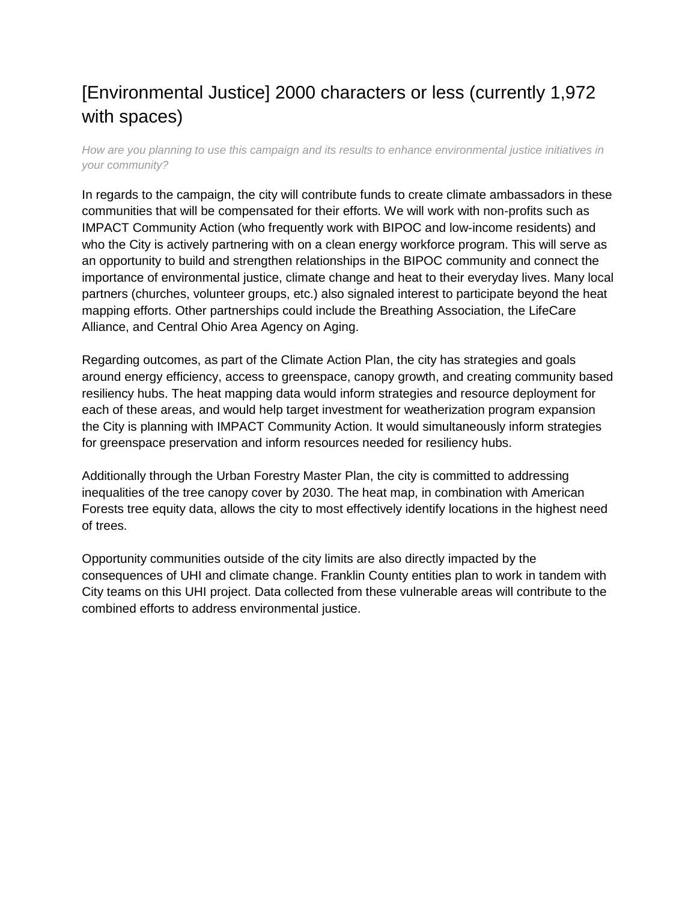## [Environmental Justice] 2000 characters or less (currently 1,972 with spaces)

*How are you planning to use this campaign and its results to enhance environmental justice initiatives in your community?*

In regards to the campaign, the city will contribute funds to create climate ambassadors in these communities that will be compensated for their efforts. We will work with non-profits such as IMPACT Community Action (who frequently work with BIPOC and low-income residents) and who the City is actively partnering with on a clean energy workforce program. This will serve as an opportunity to build and strengthen relationships in the BIPOC community and connect the importance of environmental justice, climate change and heat to their everyday lives. Many local partners (churches, volunteer groups, etc.) also signaled interest to participate beyond the heat mapping efforts. Other partnerships could include the Breathing Association, the LifeCare Alliance, and Central Ohio Area Agency on Aging.

Regarding outcomes, as part of the Climate Action Plan, the city has strategies and goals around energy efficiency, access to greenspace, canopy growth, and creating community based resiliency hubs. The heat mapping data would inform strategies and resource deployment for each of these areas, and would help target investment for weatherization program expansion the City is planning with IMPACT Community Action. It would simultaneously inform strategies for greenspace preservation and inform resources needed for resiliency hubs.

Additionally through the Urban Forestry Master Plan, the city is committed to addressing inequalities of the tree canopy cover by 2030. The heat map, in combination with American Forests tree equity data, allows the city to most effectively identify locations in the highest need of trees.

Opportunity communities outside of the city limits are also directly impacted by the consequences of UHI and climate change. Franklin County entities plan to work in tandem with City teams on this UHI project. Data collected from these vulnerable areas will contribute to the combined efforts to address environmental justice.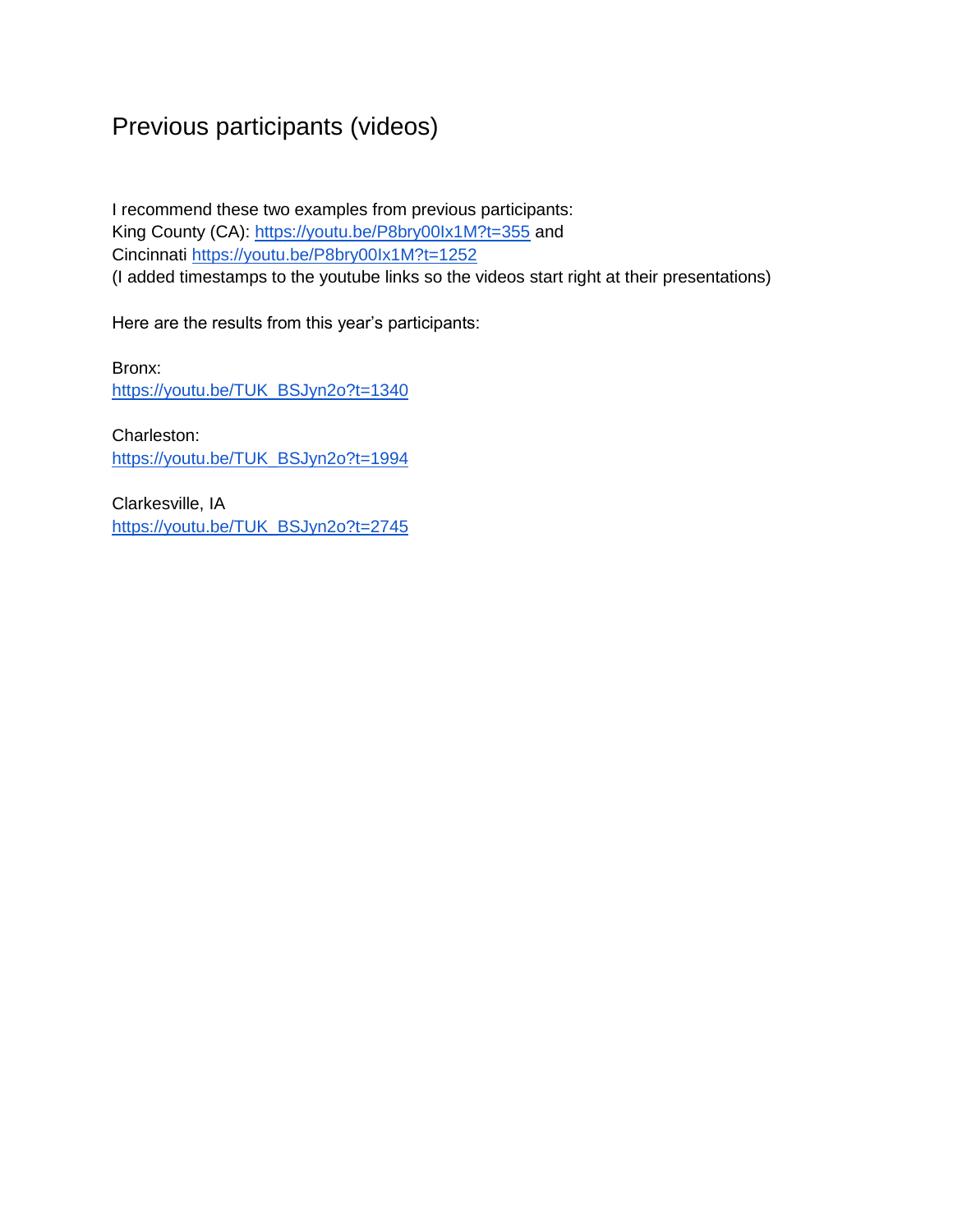# Previous participants (videos)

I recommend these two examples from previous participants:
King County (CA): https://youtu.be/P8bry00Ix1M?t=355 and
Cincinnati https://youtu.be/P8bry00Ix1M?t=1252
(I added timestamps to the youtube links so the videos start right at their presentations)

Here are the results from this year's participants:

Bronx:
https://youtu.be/TUK_BSJyn2o?t=1340

Charleston:
https://youtu.be/TUK_BSJyn2o?t=1994

Clarkesville, IA
https://youtu.be/TUK_BSJyn2o?t=2745